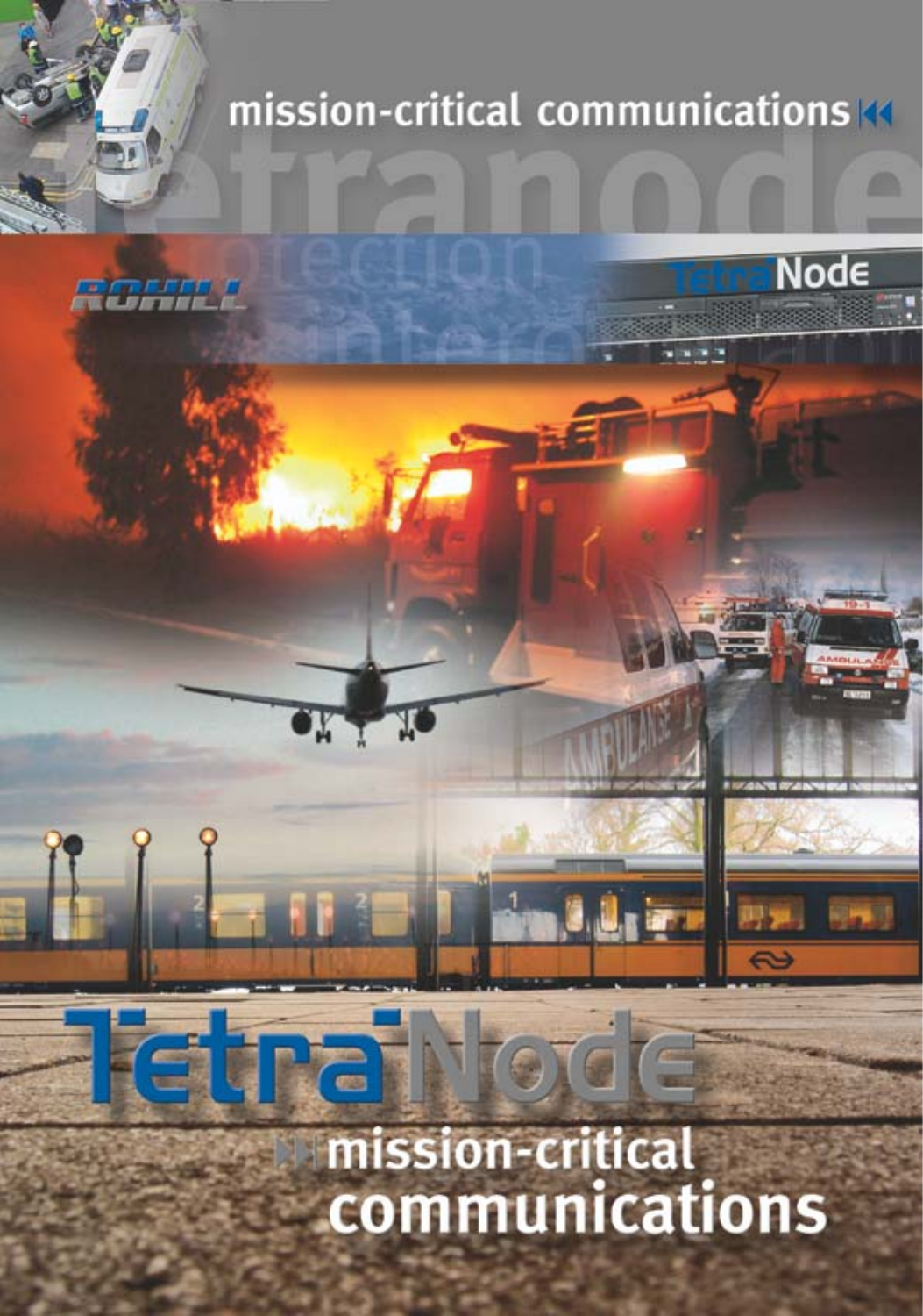mission-critical communications

ROHILL

TetraNode

# TetraNode

## mission-critical communications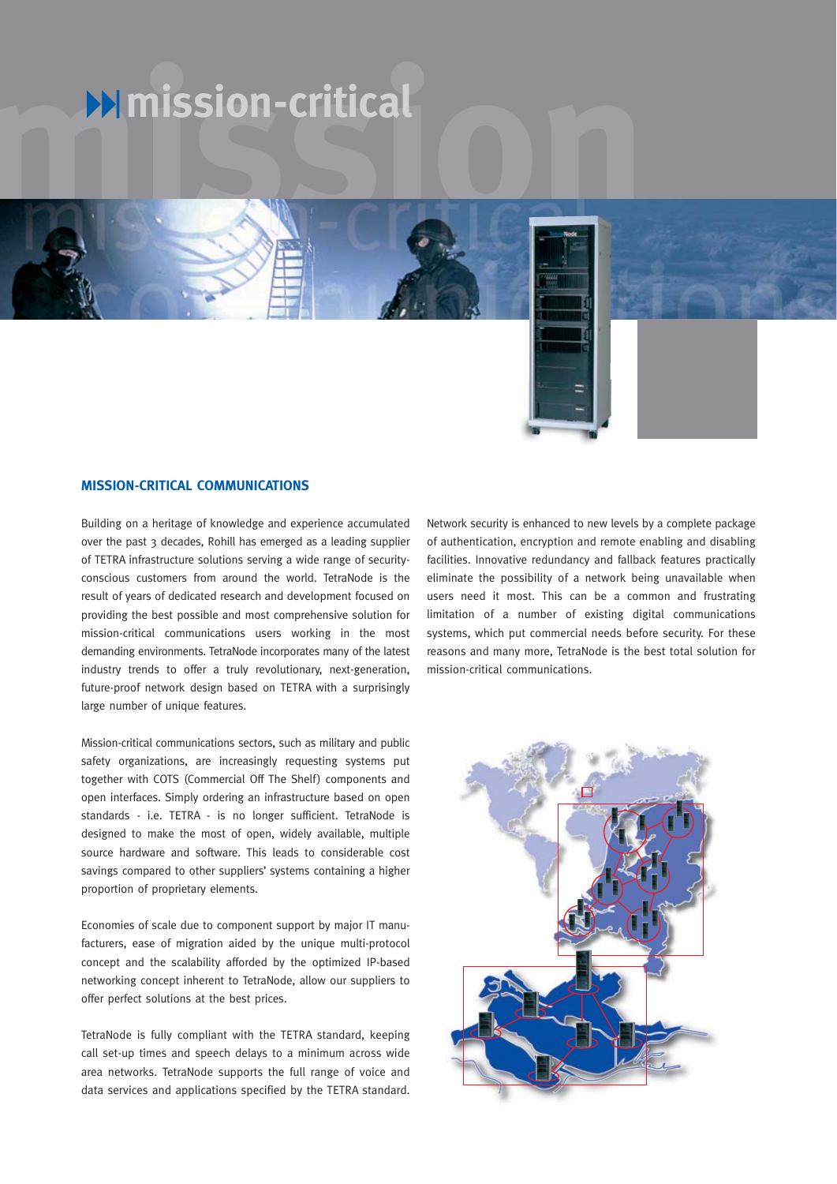# mission-critical

## MISSION-CRITICAL COMMUNICATIONS

Building on a heritage of knowledge and experience accumulated over the past 3 decades, Rohill has emerged as a leading supplier of TETRA infrastructure solutions serving a wide range of security-conscious customers from around the world. TetraNode is the result of years of dedicated research and development focused on providing the best possible and most comprehensive solution for mission-critical communications users working in the most demanding environments. TetraNode incorporates many of the latest industry trends to offer a truly revolutionary, next-generation, future-proof network design based on TETRA with a surprisingly large number of unique features.

Mission-critical communications sectors, such as military and public safety organizations, are increasingly requesting systems put together with COTS (Commercial Off The Shelf) components and open interfaces. Simply ordering an infrastructure based on open standards - i.e. TETRA - is no longer sufficient. TetraNode is designed to make the most of open, widely available, multiple source hardware and software. This leads to considerable cost savings compared to other suppliers' systems containing a higher proportion of proprietary elements.

Economies of scale due to component support by major IT manufacturers, ease of migration aided by the unique multi-protocol concept and the scalability afforded by the optimized IP-based networking concept inherent to TetraNode, allow our suppliers to offer perfect solutions at the best prices.

TetraNode is fully compliant with the TETRA standard, keeping call set-up times and speech delays to a minimum across wide area networks. TetraNode supports the full range of voice and data services and applications specified by the TETRA standard.

Network security is enhanced to new levels by a complete package of authentication, encryption and remote enabling and disabling facilities. Innovative redundancy and fallback features practically eliminate the possibility of a network being unavailable when users need it most. This can be a common and frustrating limitation of a number of existing digital communications systems, which put commercial needs before security. For these reasons and many more, TetraNode is the best total solution for mission-critical communications.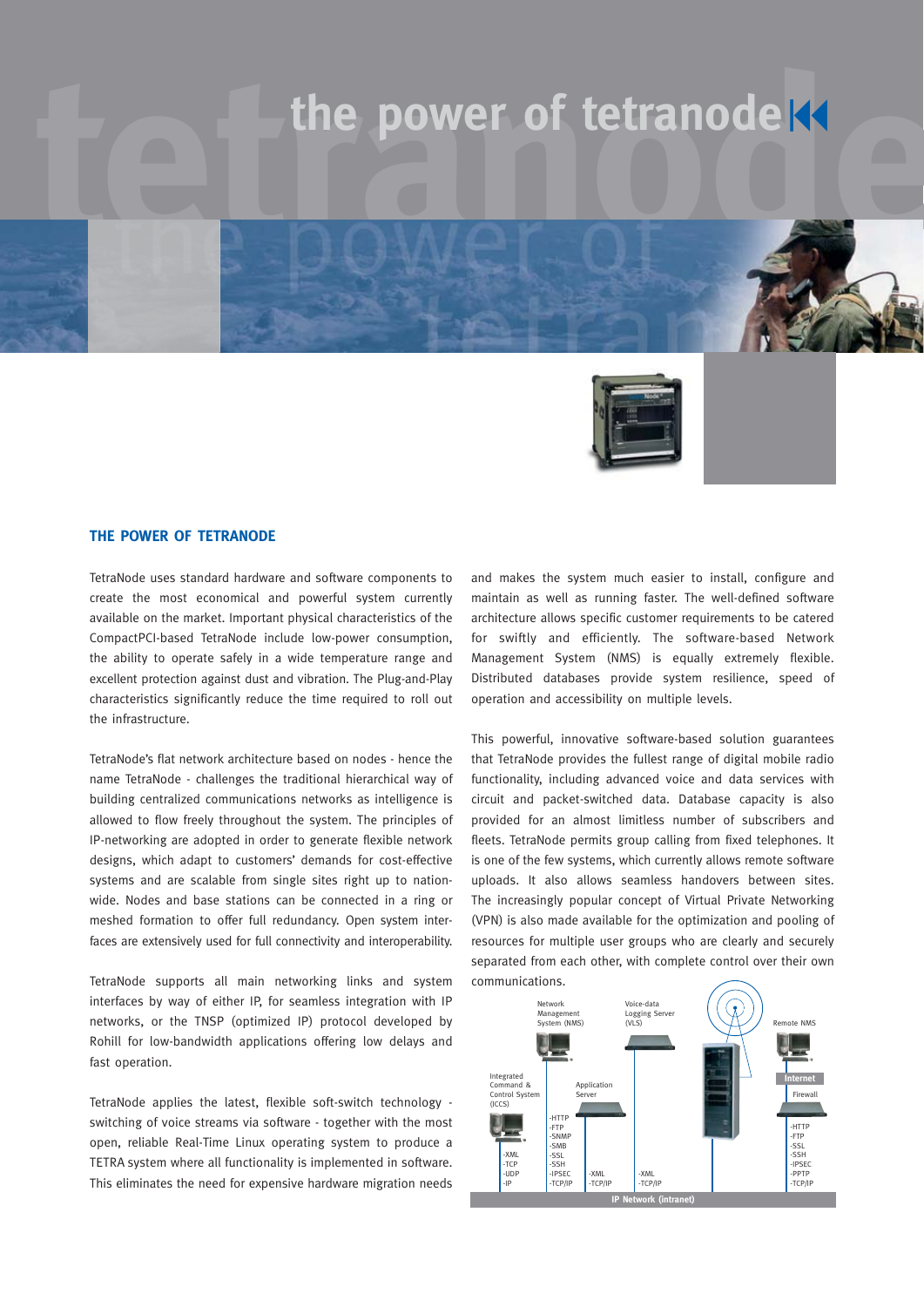# the power of tetranode

## THE POWER OF TETRANODE

TetraNode uses standard hardware and software components to create the most economical and powerful system currently available on the market. Important physical characteristics of the CompactPCI-based TetraNode include low-power consumption, the ability to operate safely in a wide temperature range and excellent protection against dust and vibration. The Plug-and-Play characteristics significantly reduce the time required to roll out the infrastructure.

TetraNode's flat network architecture based on nodes - hence the name TetraNode - challenges the traditional hierarchical way of building centralized communications networks as intelligence is allowed to flow freely throughout the system. The principles of IP-networking are adopted in order to generate flexible network designs, which adapt to customers' demands for cost-effective systems and are scalable from single sites right up to nation-wide. Nodes and base stations can be connected in a ring or meshed formation to offer full redundancy. Open system inter-faces are extensively used for full connectivity and interoperability.

TetraNode supports all main networking links and system interfaces by way of either IP, for seamless integration with IP networks, or the TNSP (optimized IP) protocol developed by Rohill for low-bandwidth applications offering low delays and fast operation.

TetraNode applies the latest, flexible soft-switch technology - switching of voice streams via software - together with the most open, reliable Real-Time Linux operating system to produce a TETRA system where all functionality is implemented in software. This eliminates the need for expensive hardware migration needs and makes the system much easier to install, configure and maintain as well as running faster. The well-defined software architecture allows specific customer requirements to be catered for swiftly and efficiently. The software-based Network Management System (NMS) is equally extremely flexible. Distributed databases provide system resilience, speed of operation and accessibility on multiple levels.

This powerful, innovative software-based solution guarantees that TetraNode provides the fullest range of digital mobile radio functionality, including advanced voice and data services with circuit and packet-switched data. Database capacity is also provided for an almost limitless number of subscribers and fleets. TetraNode permits group calling from fixed telephones. It is one of the few systems, which currently allows remote software uploads. It also allows seamless handovers between sites. The increasingly popular concept of Virtual Private Networking (VPN) is also made available for the optimization and pooling of resources for multiple user groups who are clearly and securely separated from each other, with complete control over their own communications.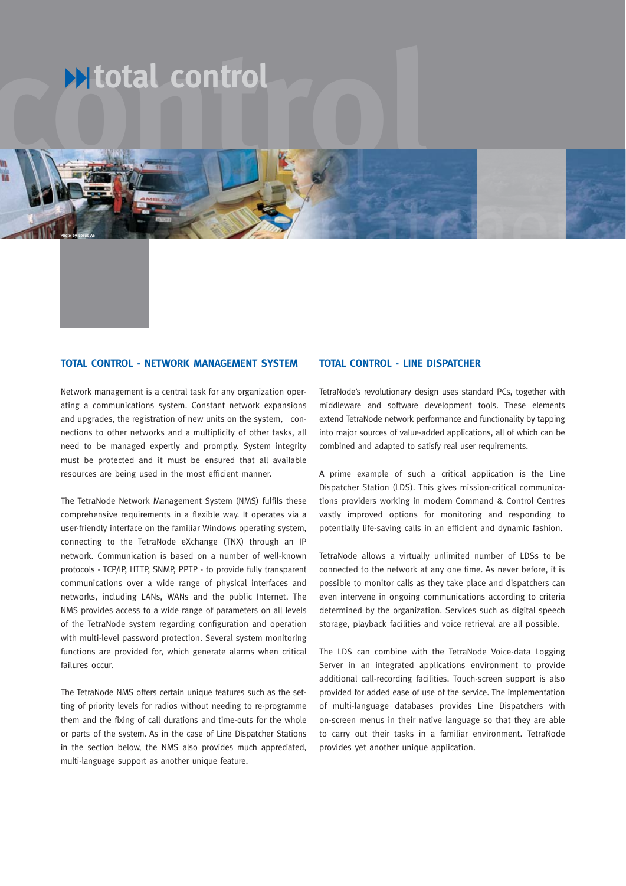# total control

Photo by Locus AS

## TOTAL CONTROL - NETWORK MANAGEMENT SYSTEM

Network management is a central task for any organization operating a communications system. Constant network expansions and upgrades, the registration of new units on the system, connections to other networks and a multiplicity of other tasks, all need to be managed expertly and promptly. System integrity must be protected and it must be ensured that all available resources are being used in the most efficient manner.

The TetraNode Network Management System (NMS) fulfils these comprehensive requirements in a flexible way. It operates via a user-friendly interface on the familiar Windows operating system, connecting to the TetraNode eXchange (TNX) through an IP network. Communication is based on a number of well-known protocols - TCP/IP, HTTP, SNMP, PPTP - to provide fully transparent communications over a wide range of physical interfaces and networks, including LANs, WANs and the public Internet. The NMS provides access to a wide range of parameters on all levels of the TetraNode system regarding configuration and operation with multi-level password protection. Several system monitoring functions are provided for, which generate alarms when critical failures occur.

The TetraNode NMS offers certain unique features such as the setting of priority levels for radios without needing to re-programme them and the fixing of call durations and time-outs for the whole or parts of the system. As in the case of Line Dispatcher Stations in the section below, the NMS also provides much appreciated, multi-language support as another unique feature.

## TOTAL CONTROL - LINE DISPATCHER

TetraNode's revolutionary design uses standard PCs, together with middleware and software development tools. These elements extend TetraNode network performance and functionality by tapping into major sources of value-added applications, all of which can be combined and adapted to satisfy real user requirements.

A prime example of such a critical application is the Line Dispatcher Station (LDS). This gives mission-critical communications providers working in modern Command & Control Centres vastly improved options for monitoring and responding to potentially life-saving calls in an efficient and dynamic fashion.

TetraNode allows a virtually unlimited number of LDSs to be connected to the network at any one time. As never before, it is possible to monitor calls as they take place and dispatchers can even intervene in ongoing communications according to criteria determined by the organization. Services such as digital speech storage, playback facilities and voice retrieval are all possible.

The LDS can combine with the TetraNode Voice-data Logging Server in an integrated applications environment to provide additional call-recording facilities. Touch-screen support is also provided for added ease of use of the service. The implementation of multi-language databases provides Line Dispatchers with on-screen menus in their native language so that they are able to carry out their tasks in a familiar environment. TetraNode provides yet another unique application.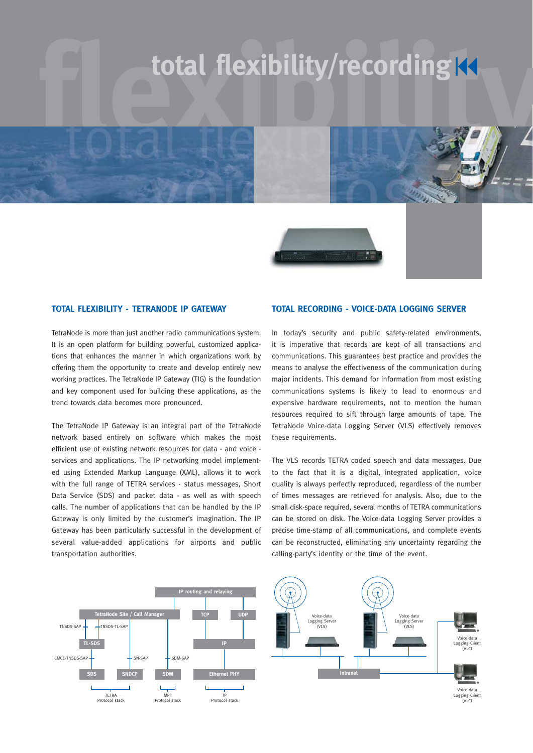# total flexibility/recording

## TOTAL FLEXIBILITY - TETRANODE IP GATEWAY

TetraNode is more than just another radio communications system. It is an open platform for building powerful, customized applications that enhances the manner in which organizations work by offering them the opportunity to create and develop entirely new working practices. The TetraNode IP Gateway (TIG) is the foundation and key component used for building these applications, as the trend towards data becomes more pronounced.

The TetraNode IP Gateway is an integral part of the TetraNode network based entirely on software which makes the most efficient use of existing network resources for data - and voice - services and applications. The IP networking model implemented using Extended Markup Language (XML), allows it to work with the full range of TETRA services - status messages, Short Data Service (SDS) and packet data - as well as with speech calls. The number of applications that can be handled by the IP Gateway is only limited by the customer's imagination. The IP Gateway has been particularly successful in the development of several value-added applications for airports and public transportation authorities.

## TOTAL RECORDING - VOICE-DATA LOGGING SERVER

In today's security and public safety-related environments, it is imperative that records are kept of all transactions and communications. This guarantees best practice and provides the means to analyse the effectiveness of the communication during major incidents. This demand for information from most existing communications systems is likely to lead to enormous and expensive hardware requirements, not to mention the human resources required to sift through large amounts of tape. The TetraNode Voice-data Logging Server (VLS) effectively removes these requirements.

The VLS records TETRA coded speech and data messages. Due to the fact that it is a digital, integrated application, voice quality is always perfectly reproduced, regardless of the number of times messages are retrieved for analysis. Also, due to the small disk-space required, several months of TETRA communications can be stored on disk. The Voice-data Logging Server provides a precise time-stamp of all communications, and complete events can be reconstructed, eliminating any uncertainty regarding the calling-party's identity or the time of the event.

IP routing and relaying · TetraNode Site / Call Manager · TCP · UDP · TNSDS-SAP · TNSDS-TL-SAP · TL-SDS · IP · CMCE-TNSDS-SAP · SN-SAP · SDM-SAP · SDS · SNDCP · SDM · Ethernet PHY · TETRA Protocol stack · MPT Protocol stack · IP Protocol stack

Voice-data Logging Server (VLS) · Voice-data Logging Server (VLS) · Intranet · Voice-data Logging Client (VLC) · Voice-data Logging Client (VLC)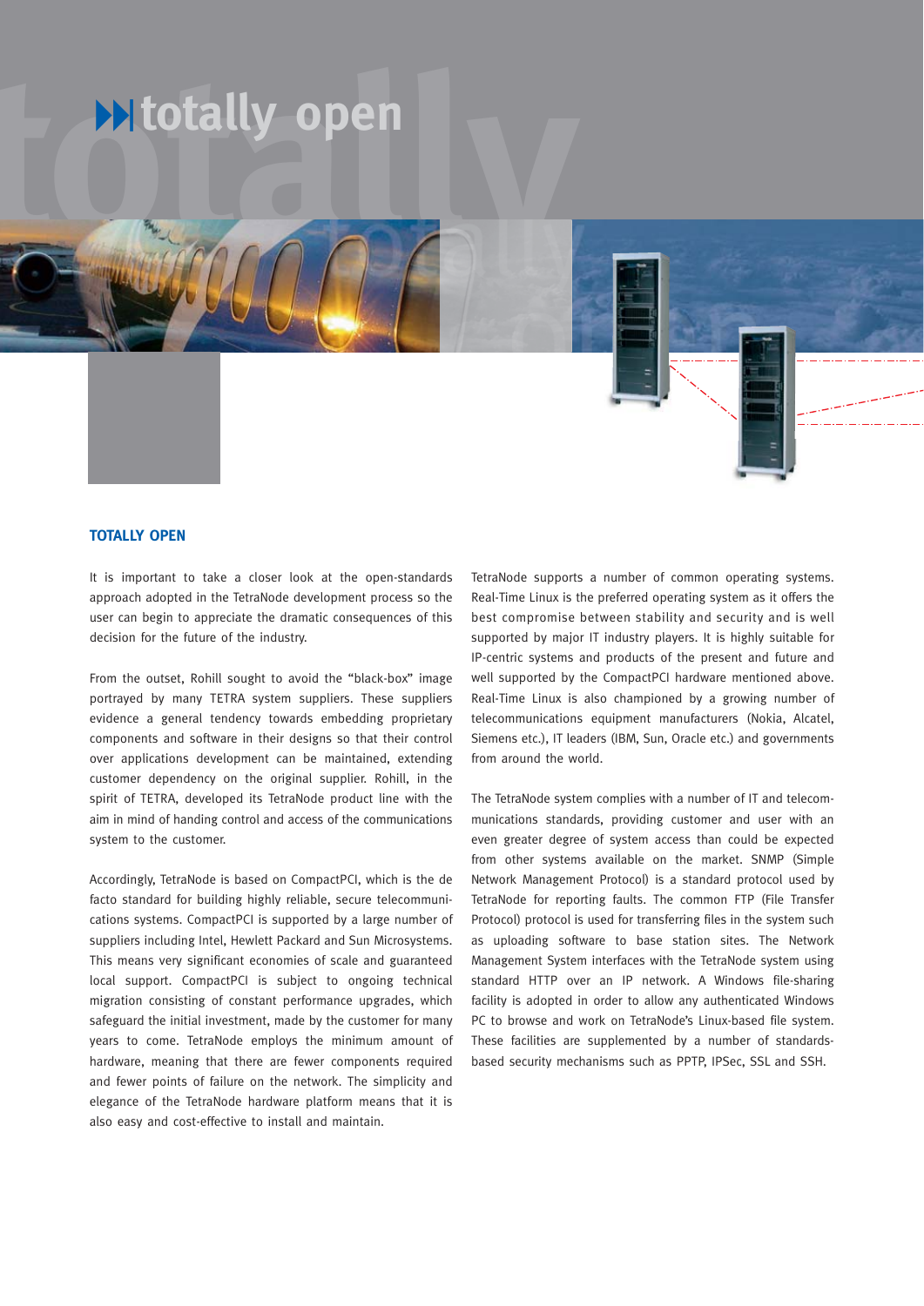# totally open

## TOTALLY OPEN

It is important to take a closer look at the open-standards approach adopted in the TetraNode development process so the user can begin to appreciate the dramatic consequences of this decision for the future of the industry.

From the outset, Rohill sought to avoid the "black-box" image portrayed by many TETRA system suppliers. These suppliers evidence a general tendency towards embedding proprietary components and software in their designs so that their control over applications development can be maintained, extending customer dependency on the original supplier. Rohill, in the spirit of TETRA, developed its TetraNode product line with the aim in mind of handing control and access of the communications system to the customer.

Accordingly, TetraNode is based on CompactPCI, which is the de facto standard for building highly reliable, secure telecommunications systems. CompactPCI is supported by a large number of suppliers including Intel, Hewlett Packard and Sun Microsystems. This means very significant economies of scale and guaranteed local support. CompactPCI is subject to ongoing technical migration consisting of constant performance upgrades, which safeguard the initial investment, made by the customer for many years to come. TetraNode employs the minimum amount of hardware, meaning that there are fewer components required and fewer points of failure on the network. The simplicity and elegance of the TetraNode hardware platform means that it is also easy and cost-effective to install and maintain.

TetraNode supports a number of common operating systems. Real-Time Linux is the preferred operating system as it offers the best compromise between stability and security and is well supported by major IT industry players. It is highly suitable for IP-centric systems and products of the present and future and well supported by the CompactPCI hardware mentioned above. Real-Time Linux is also championed by a growing number of telecommunications equipment manufacturers (Nokia, Alcatel, Siemens etc.), IT leaders (IBM, Sun, Oracle etc.) and governments from around the world.

The TetraNode system complies with a number of IT and telecommunications standards, providing customer and user with an even greater degree of system access than could be expected from other systems available on the market. SNMP (Simple Network Management Protocol) is a standard protocol used by TetraNode for reporting faults. The common FTP (File Transfer Protocol) protocol is used for transferring files in the system such as uploading software to base station sites. The Network Management System interfaces with the TetraNode system using standard HTTP over an IP network. A Windows file-sharing facility is adopted in order to allow any authenticated Windows PC to browse and work on TetraNode's Linux-based file system. These facilities are supplemented by a number of standards-based security mechanisms such as PPTP, IPSec, SSL and SSH.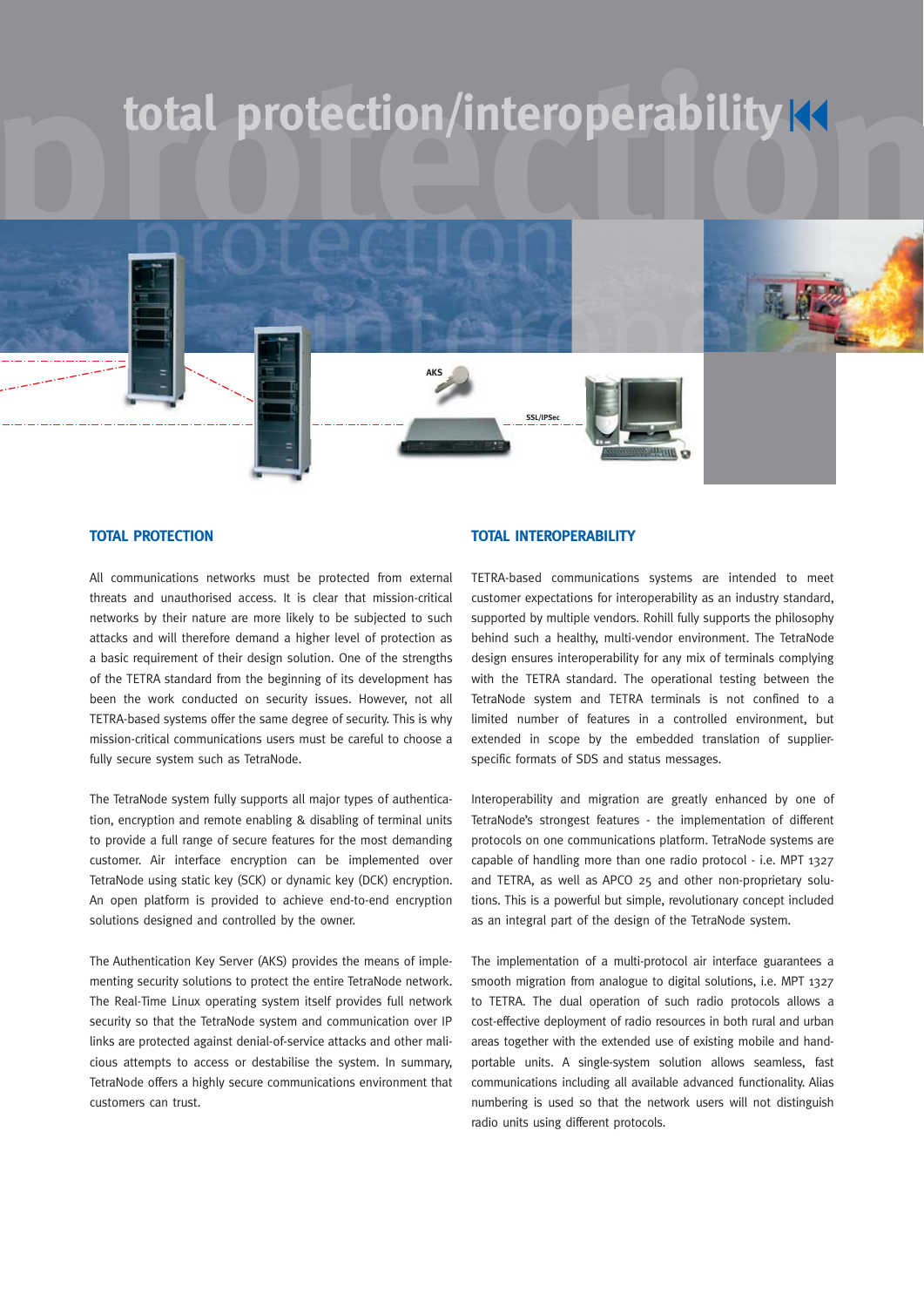# total protection/interoperability

## TOTAL PROTECTION

All communications networks must be protected from external threats and unauthorised access. It is clear that mission-critical networks by their nature are more likely to be subjected to such attacks and will therefore demand a higher level of protection as a basic requirement of their design solution. One of the strengths of the TETRA standard from the beginning of its development has been the work conducted on security issues. However, not all TETRA-based systems offer the same degree of security. This is why mission-critical communications users must be careful to choose a fully secure system such as TetraNode.

The TetraNode system fully supports all major types of authentication, encryption and remote enabling & disabling of terminal units to provide a full range of secure features for the most demanding customer. Air interface encryption can be implemented over TetraNode using static key (SCK) or dynamic key (DCK) encryption. An open platform is provided to achieve end-to-end encryption solutions designed and controlled by the owner.

The Authentication Key Server (AKS) provides the means of implementing security solutions to protect the entire TetraNode network. The Real-Time Linux operating system itself provides full network security so that the TetraNode system and communication over IP links are protected against denial-of-service attacks and other malicious attempts to access or destabilise the system. In summary, TetraNode offers a highly secure communications environment that customers can trust.

## TOTAL INTEROPERABILITY

TETRA-based communications systems are intended to meet customer expectations for interoperability as an industry standard, supported by multiple vendors. Rohill fully supports the philosophy behind such a healthy, multi-vendor environment. The TetraNode design ensures interoperability for any mix of terminals complying with the TETRA standard. The operational testing between the TetraNode system and TETRA terminals is not confined to a limited number of features in a controlled environment, but extended in scope by the embedded translation of supplier-specific formats of SDS and status messages.

Interoperability and migration are greatly enhanced by one of TetraNode's strongest features - the implementation of different protocols on one communications platform. TetraNode systems are capable of handling more than one radio protocol - i.e. MPT 1327 and TETRA, as well as APCO 25 and other non-proprietary solutions. This is a powerful but simple, revolutionary concept included as an integral part of the design of the TetraNode system.

The implementation of a multi-protocol air interface guarantees a smooth migration from analogue to digital solutions, i.e. MPT 1327 to TETRA. The dual operation of such radio protocols allows a cost-effective deployment of radio resources in both rural and urban areas together with the extended use of existing mobile and hand-portable units. A single-system solution allows seamless, fast communications including all available advanced functionality. Alias numbering is used so that the network users will not distinguish radio units using different protocols.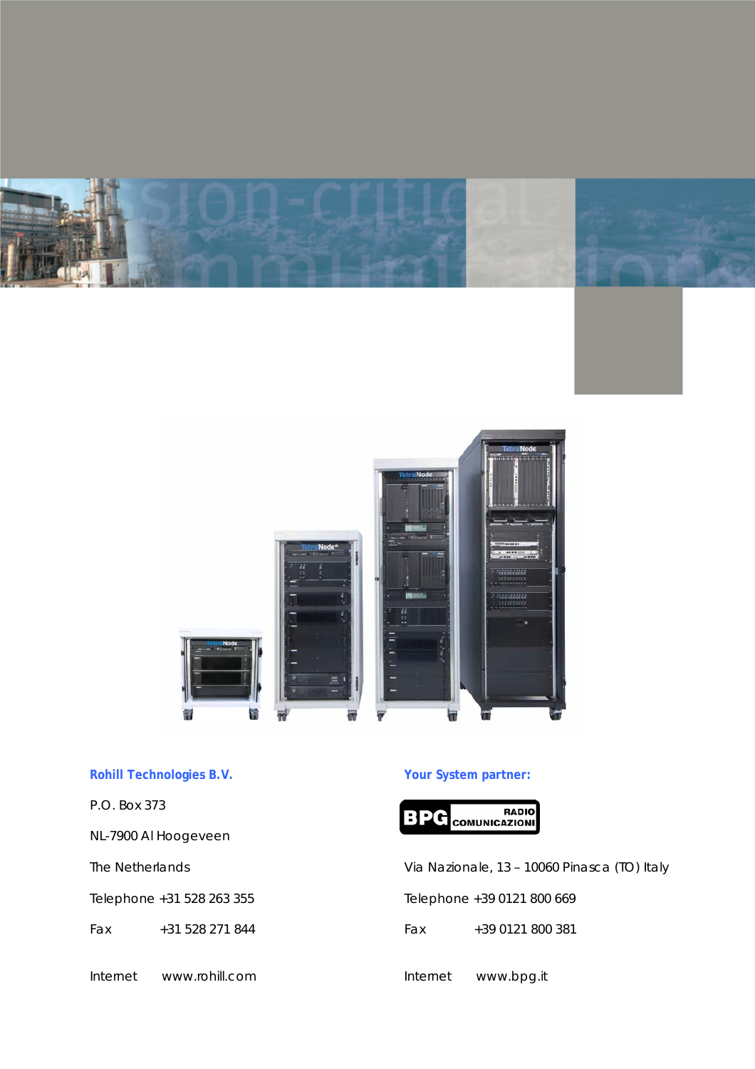**Rohill Technologies B.V.**

P.O. Box 373

NL-7900 AI Hoogeveen

The Netherlands

Telephone +31 528 263 355

Fax +31 528 271 844

Internet www.rohill.com

**Your System partner:**

BPG RADIO COMUNICAZIONI

Via Nazionale, 13 – 10060 Pinasca (TO) Italy

Telephone +39 0121 800 669

Fax +39 0121 800 381

Internet www.bpg.it